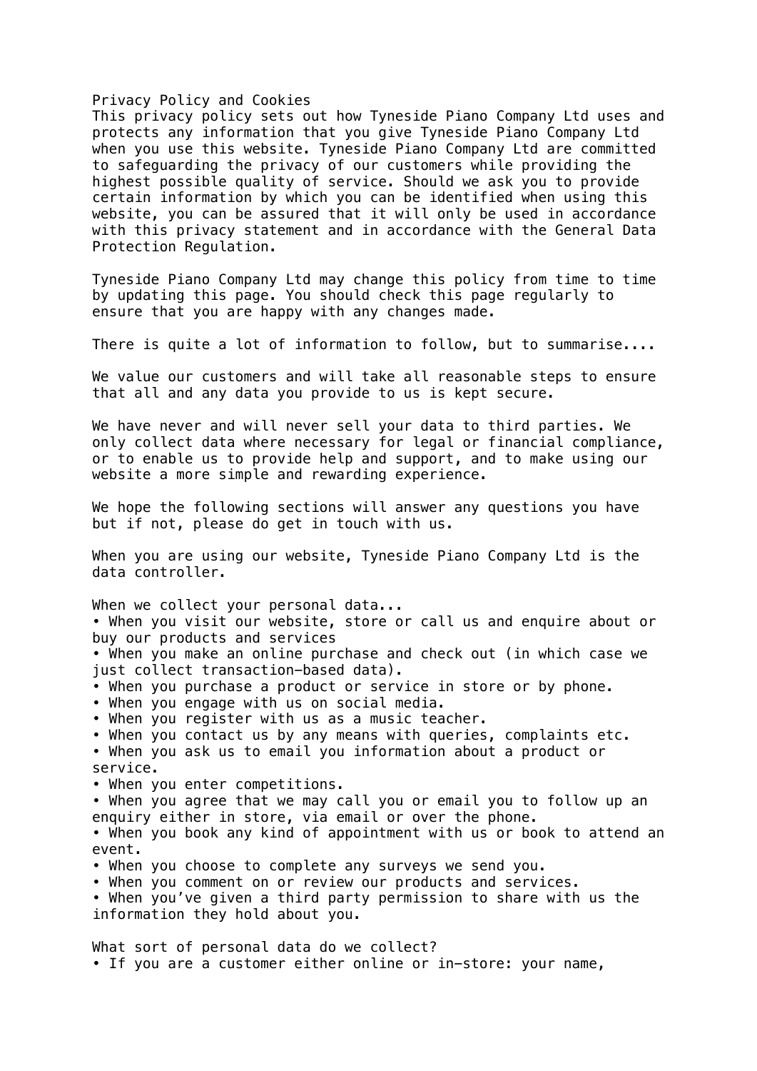# Privacy Policy and Cookies

This privacy policy sets out how Tyneside Piano Company Ltd uses and protects any information that you give Tyneside Piano Company Ltd when you use this website. Tyneside Piano Company Ltd are committed to safeguarding the privacy of our customers while providing the highest possible quality of service. Should we ask you to provide certain information by which you can be identified when using this website, you can be assured that it will only be used in accordance with this privacy statement and in accordance with the General Data Protection Regulation.

Tyneside Piano Company Ltd may change this policy from time to time by updating this page. You should check this page regularly to ensure that you are happy with any changes made.

There is quite a lot of information to follow, but to summarise....

We value our customers and will take all reasonable steps to ensure that all and any data you provide to us is kept secure.

We have never and will never sell your data to third parties. We only collect data where necessary for legal or financial compliance, or to enable us to provide help and support, and to make using our website a more simple and rewarding experience.

We hope the following sections will answer any questions you have but if not, please do get in touch with us.

When you are using our website, Tyneside Piano Company Ltd is the data controller.

When we collect your personal data...

- When you visit our website, store or call us and enquire about or buy our products and services
- When you make an online purchase and check out (in which case we just collect transaction-based data).
- When you purchase a product or service in store or by phone.
- When you engage with us on social media.
- When you register with us as a music teacher.
- When you contact us by any means with queries, complaints etc.
- When you ask us to email you information about a product or service.
- When you enter competitions.
- When you agree that we may call you or email you to follow up an enquiry either in store, via email or over the phone.
- When you book any kind of appointment with us or book to attend an event.
- When you choose to complete any surveys we send you.
- When you comment on or review our products and services.
- When you've given a third party permission to share with us the information they hold about you.

What sort of personal data do we collect?

- If you are a customer either online or in-store: your name,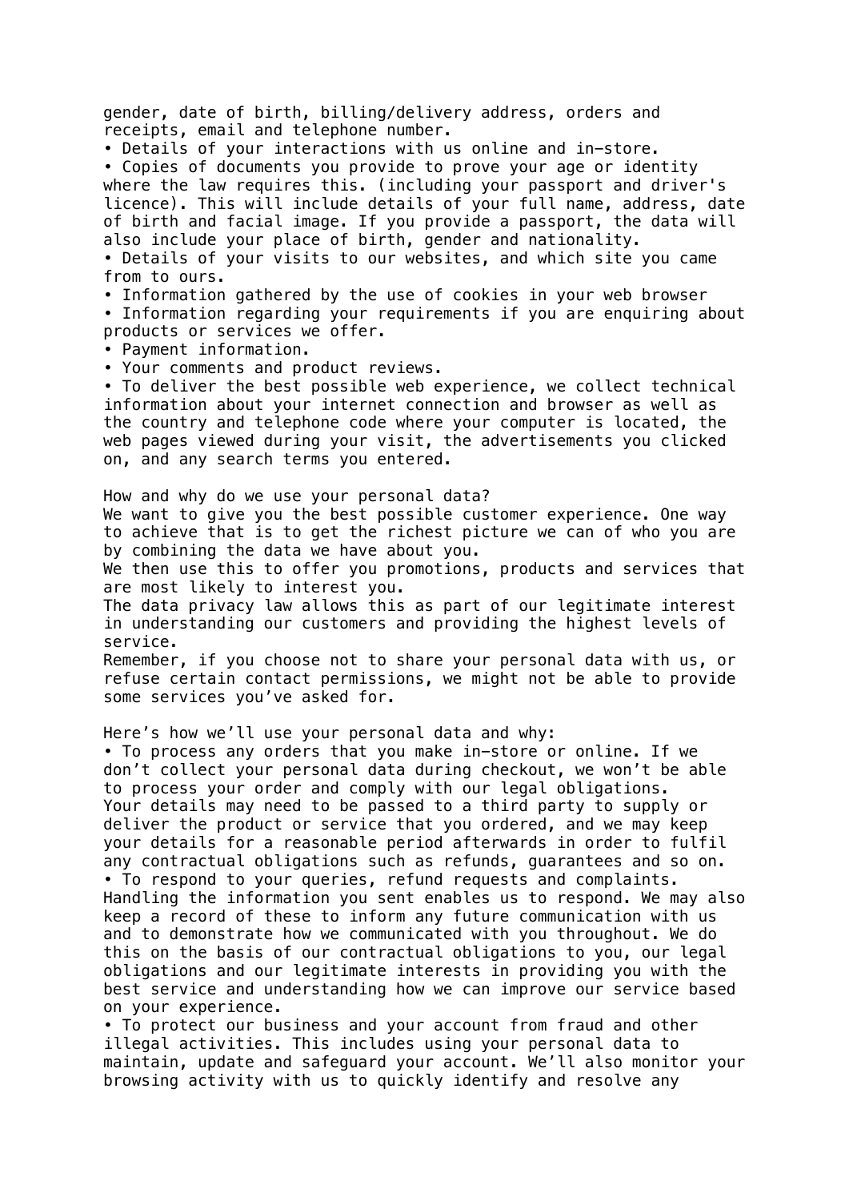gender, date of birth, billing/delivery address, orders and receipts, email and telephone number.

- Details of your interactions with us online and in-store.
- Copies of documents you provide to prove your age or identity where the law requires this. (including your passport and driver's licence). This will include details of your full name, address, date of birth and facial image. If you provide a passport, the data will also include your place of birth, gender and nationality.
- Details of your visits to our websites, and which site you came from to ours.
- Information gathered by the use of cookies in your web browser
- Information regarding your requirements if you are enquiring about products or services we offer.
- Payment information.
- Your comments and product reviews.
- To deliver the best possible web experience, we collect technical information about your internet connection and browser as well as the country and telephone code where your computer is located, the web pages viewed during your visit, the advertisements you clicked on, and any search terms you entered.

How and why do we use your personal data?

We want to give you the best possible customer experience. One way to achieve that is to get the richest picture we can of who you are by combining the data we have about you.

We then use this to offer you promotions, products and services that are most likely to interest you.

The data privacy law allows this as part of our legitimate interest in understanding our customers and providing the highest levels of service.

Remember, if you choose not to share your personal data with us, or refuse certain contact permissions, we might not be able to provide some services you've asked for.

Here's how we'll use your personal data and why:

- To process any orders that you make in-store or online. If we don't collect your personal data during checkout, we won't be able to process your order and comply with our legal obligations. Your details may need to be passed to a third party to supply or deliver the product or service that you ordered, and we may keep your details for a reasonable period afterwards in order to fulfil any contractual obligations such as refunds, guarantees and so on.
- To respond to your queries, refund requests and complaints. Handling the information you sent enables us to respond. We may also keep a record of these to inform any future communication with us and to demonstrate how we communicated with you throughout. We do this on the basis of our contractual obligations to you, our legal obligations and our legitimate interests in providing you with the best service and understanding how we can improve our service based on your experience.
- To protect our business and your account from fraud and other illegal activities. This includes using your personal data to maintain, update and safeguard your account. We'll also monitor your browsing activity with us to quickly identify and resolve any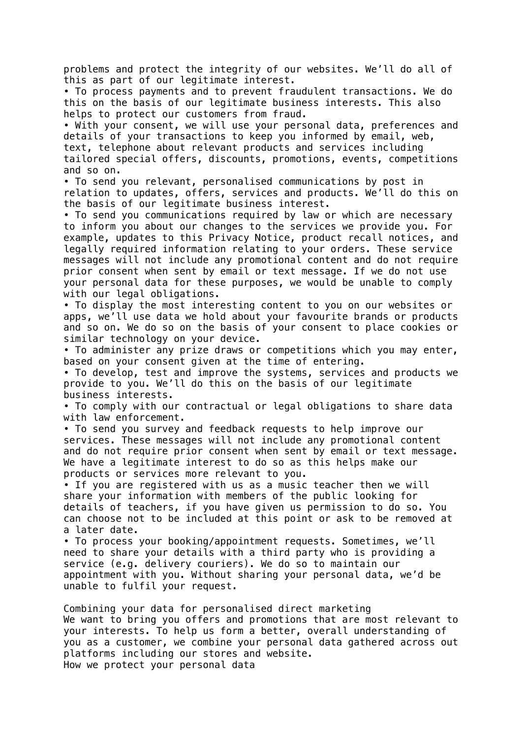problems and protect the integrity of our websites. We'll do all of this as part of our legitimate interest.

- To process payments and to prevent fraudulent transactions. We do this on the basis of our legitimate business interests. This also helps to protect our customers from fraud.
- With your consent, we will use your personal data, preferences and details of your transactions to keep you informed by email, web, text, telephone about relevant products and services including tailored special offers, discounts, promotions, events, competitions and so on.
- To send you relevant, personalised communications by post in relation to updates, offers, services and products. We'll do this on the basis of our legitimate business interest.
- To send you communications required by law or which are necessary to inform you about our changes to the services we provide you. For example, updates to this Privacy Notice, product recall notices, and legally required information relating to your orders. These service messages will not include any promotional content and do not require prior consent when sent by email or text message. If we do not use your personal data for these purposes, we would be unable to comply with our legal obligations.
- To display the most interesting content to you on our websites or apps, we'll use data we hold about your favourite brands or products and so on. We do so on the basis of your consent to place cookies or similar technology on your device.
- To administer any prize draws or competitions which you may enter, based on your consent given at the time of entering.
- To develop, test and improve the systems, services and products we provide to you. We'll do this on the basis of our legitimate business interests.
- To comply with our contractual or legal obligations to share data with law enforcement.
- To send you survey and feedback requests to help improve our services. These messages will not include any promotional content and do not require prior consent when sent by email or text message. We have a legitimate interest to do so as this helps make our products or services more relevant to you.
- If you are registered with us as a music teacher then we will share your information with members of the public looking for details of teachers, if you have given us permission to do so. You can choose not to be included at this point or ask to be removed at a later date.
- To process your booking/appointment requests. Sometimes, we'll need to share your details with a third party who is providing a service (e.g. delivery couriers). We do so to maintain our appointment with you. Without sharing your personal data, we'd be unable to fulfil your request.

Combining your data for personalised direct marketing

We want to bring you offers and promotions that are most relevant to your interests. To help us form a better, overall understanding of you as a customer, we combine your personal data gathered across out platforms including our stores and website.

How we protect your personal data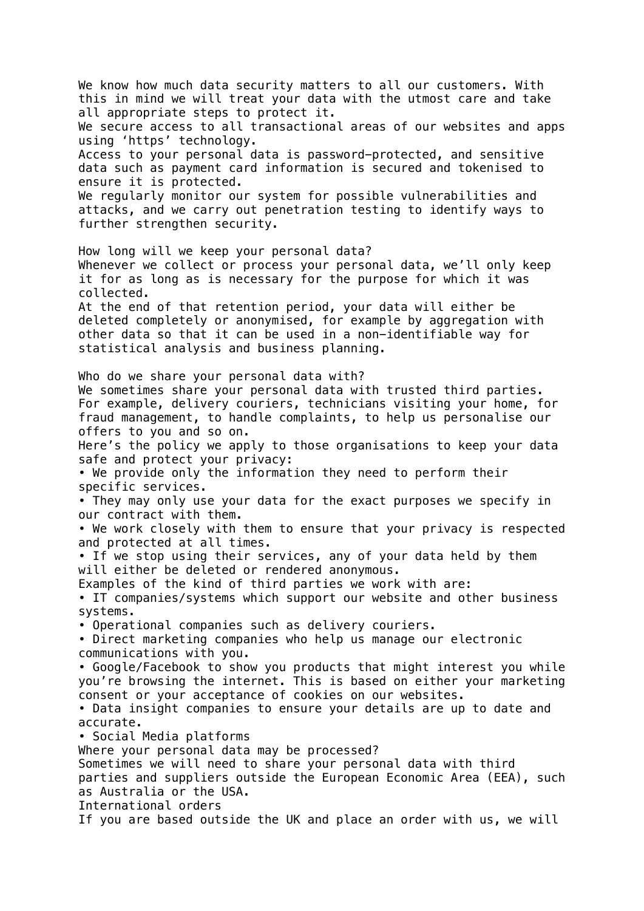We know how much data security matters to all our customers. With this in mind we will treat your data with the utmost care and take all appropriate steps to protect it.
We secure access to all transactional areas of our websites and apps using 'https' technology.
Access to your personal data is password-protected, and sensitive data such as payment card information is secured and tokenised to ensure it is protected.
We regularly monitor our system for possible vulnerabilities and attacks, and we carry out penetration testing to identify ways to further strengthen security.

## How long will we keep your personal data?

Whenever we collect or process your personal data, we'll only keep it for as long as is necessary for the purpose for which it was collected.
At the end of that retention period, your data will either be deleted completely or anonymised, for example by aggregation with other data so that it can be used in a non-identifiable way for statistical analysis and business planning.

## Who do we share your personal data with?

We sometimes share your personal data with trusted third parties. For example, delivery couriers, technicians visiting your home, for fraud management, to handle complaints, to help us personalise our offers to you and so on.
Here's the policy we apply to those organisations to keep your data safe and protect your privacy:

- We provide only the information they need to perform their specific services.
- They may only use your data for the exact purposes we specify in our contract with them.
- We work closely with them to ensure that your privacy is respected and protected at all times.
- If we stop using their services, any of your data held by them will either be deleted or rendered anonymous.

Examples of the kind of third parties we work with are:

- IT companies/systems which support our website and other business systems.
- Operational companies such as delivery couriers.
- Direct marketing companies who help us manage our electronic communications with you.
- Google/Facebook to show you products that might interest you while you're browsing the internet. This is based on either your marketing consent or your acceptance of cookies on our websites.
- Data insight companies to ensure your details are up to date and accurate.
- Social Media platforms

## Where your personal data may be processed?

Sometimes we will need to share your personal data with third parties and suppliers outside the European Economic Area (EEA), such as Australia or the USA.

## International orders

If you are based outside the UK and place an order with us, we will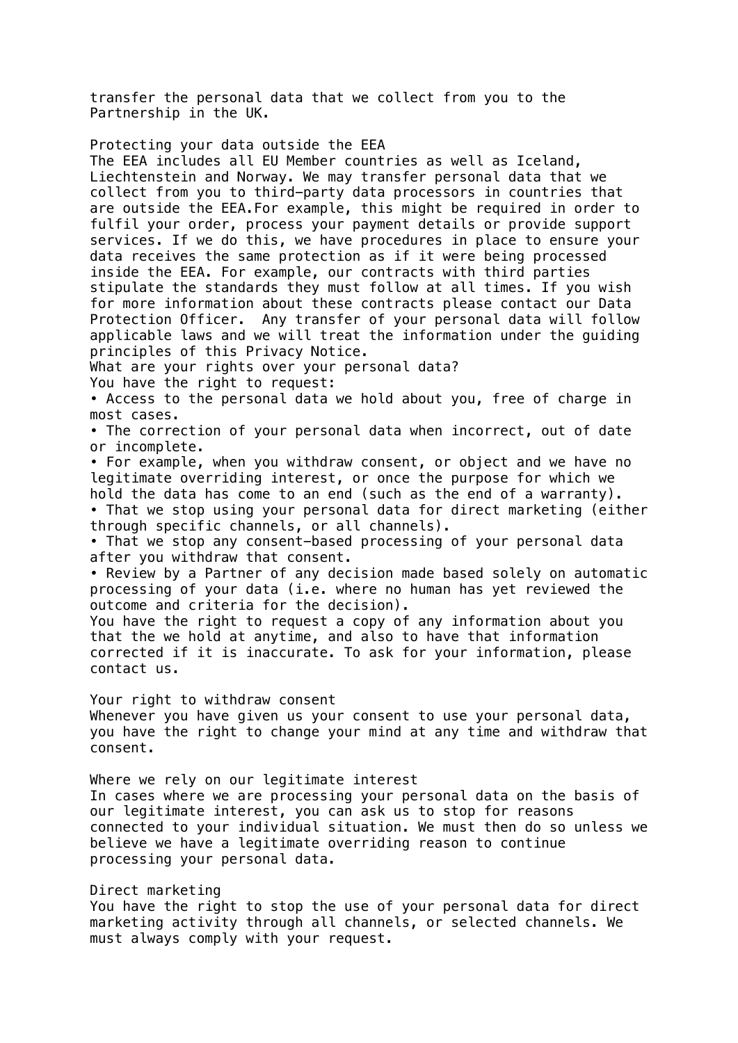transfer the personal data that we collect from you to the Partnership in the UK.

## Protecting your data outside the EEA

The EEA includes all EU Member countries as well as Iceland, Liechtenstein and Norway. We may transfer personal data that we collect from you to third-party data processors in countries that are outside the EEA.For example, this might be required in order to fulfil your order, process your payment details or provide support services. If we do this, we have procedures in place to ensure your data receives the same protection as if it were being processed inside the EEA. For example, our contracts with third parties stipulate the standards they must follow at all times. If you wish for more information about these contracts please contact our Data Protection Officer. Any transfer of your personal data will follow applicable laws and we will treat the information under the guiding principles of this Privacy Notice.

## What are your rights over your personal data?

You have the right to request:

- Access to the personal data we hold about you, free of charge in most cases.
- The correction of your personal data when incorrect, out of date or incomplete.
- For example, when you withdraw consent, or object and we have no legitimate overriding interest, or once the purpose for which we hold the data has come to an end (such as the end of a warranty).
- That we stop using your personal data for direct marketing (either through specific channels, or all channels).
- That we stop any consent-based processing of your personal data after you withdraw that consent.
- Review by a Partner of any decision made based solely on automatic processing of your data (i.e. where no human has yet reviewed the outcome and criteria for the decision).

You have the right to request a copy of any information about you that the we hold at anytime, and also to have that information corrected if it is inaccurate. To ask for your information, please contact us.

## Your right to withdraw consent

Whenever you have given us your consent to use your personal data, you have the right to change your mind at any time and withdraw that consent.

## Where we rely on our legitimate interest

In cases where we are processing your personal data on the basis of our legitimate interest, you can ask us to stop for reasons connected to your individual situation. We must then do so unless we believe we have a legitimate overriding reason to continue processing your personal data.

## Direct marketing

You have the right to stop the use of your personal data for direct marketing activity through all channels, or selected channels. We must always comply with your request.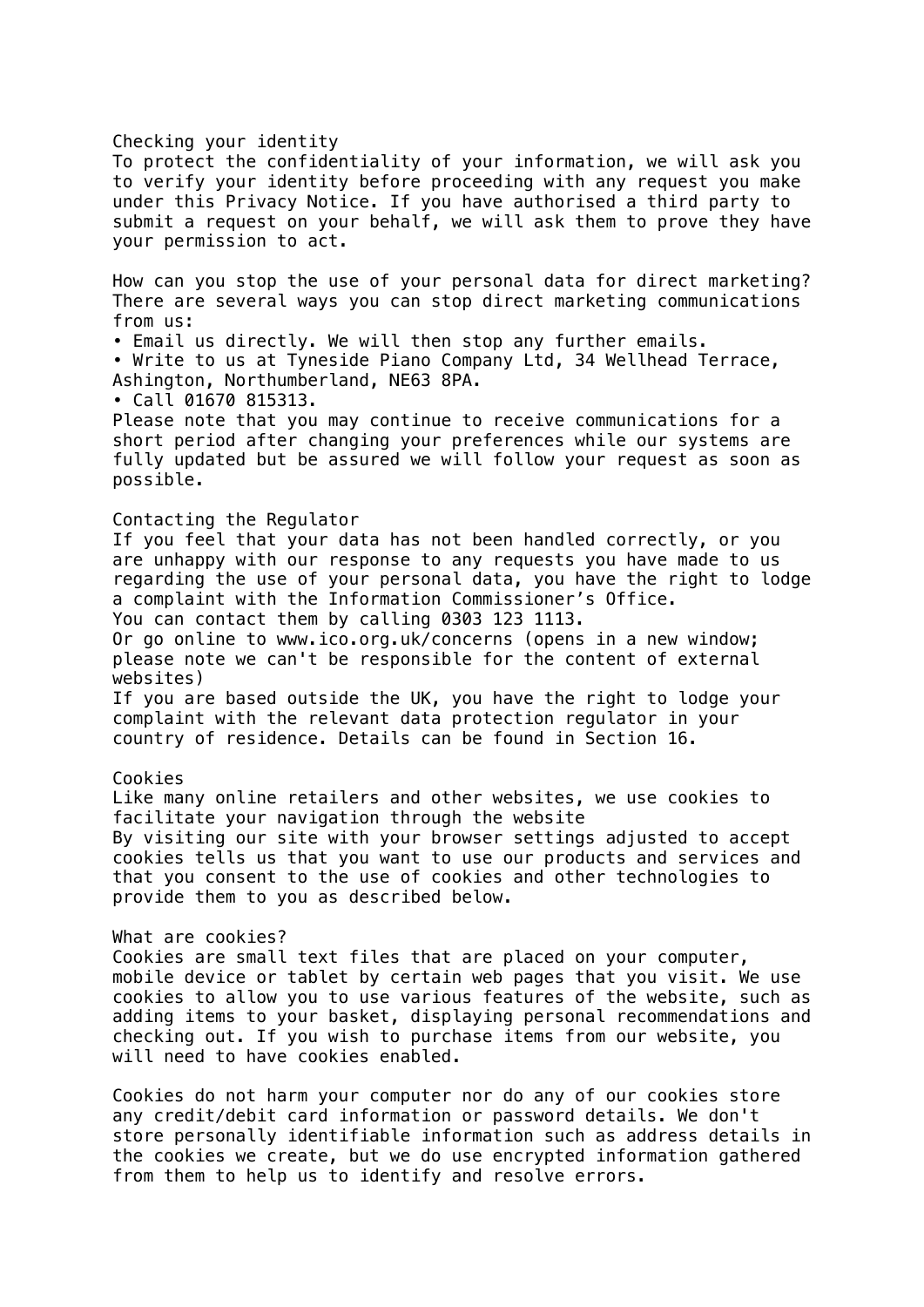## Checking your identity

To protect the confidentiality of your information, we will ask you to verify your identity before proceeding with any request you make under this Privacy Notice. If you have authorised a third party to submit a request on your behalf, we will ask them to prove they have your permission to act.

## How can you stop the use of your personal data for direct marketing?

There are several ways you can stop direct marketing communications from us:

- Email us directly. We will then stop any further emails.
- Write to us at Tyneside Piano Company Ltd, 34 Wellhead Terrace, Ashington, Northumberland, NE63 8PA.
- Call 01670 815313.

Please note that you may continue to receive communications for a short period after changing your preferences while our systems are fully updated but be assured we will follow your request as soon as possible.

## Contacting the Regulator

If you feel that your data has not been handled correctly, or you are unhappy with our response to any requests you have made to us regarding the use of your personal data, you have the right to lodge a complaint with the Information Commissioner's Office.

You can contact them by calling 0303 123 1113.

Or go online to www.ico.org.uk/concerns (opens in a new window; please note we can't be responsible for the content of external websites)

If you are based outside the UK, you have the right to lodge your complaint with the relevant data protection regulator in your country of residence. Details can be found in Section 16.

## Cookies

Like many online retailers and other websites, we use cookies to facilitate your navigation through the website

By visiting our site with your browser settings adjusted to accept cookies tells us that you want to use our products and services and that you consent to the use of cookies and other technologies to provide them to you as described below.

## What are cookies?

Cookies are small text files that are placed on your computer, mobile device or tablet by certain web pages that you visit. We use cookies to allow you to use various features of the website, such as adding items to your basket, displaying personal recommendations and checking out. If you wish to purchase items from our website, you will need to have cookies enabled.

Cookies do not harm your computer nor do any of our cookies store any credit/debit card information or password details. We don't store personally identifiable information such as address details in the cookies we create, but we do use encrypted information gathered from them to help us to identify and resolve errors.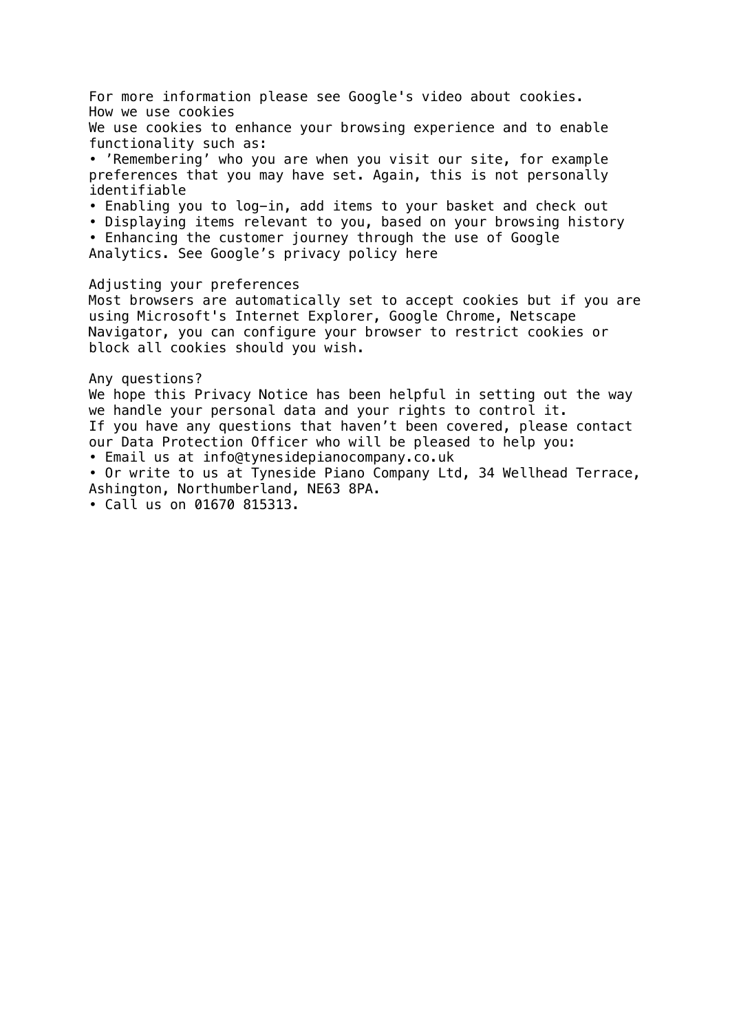For more information please see Google's video about cookies.

## How we use cookies

We use cookies to enhance your browsing experience and to enable functionality such as:

- 'Remembering' who you are when you visit our site, for example preferences that you may have set. Again, this is not personally identifiable
- Enabling you to log-in, add items to your basket and check out
- Displaying items relevant to you, based on your browsing history
- Enhancing the customer journey through the use of Google Analytics. See Google's privacy policy here

## Adjusting your preferences

Most browsers are automatically set to accept cookies but if you are using Microsoft's Internet Explorer, Google Chrome, Netscape Navigator, you can configure your browser to restrict cookies or block all cookies should you wish.

## Any questions?

We hope this Privacy Notice has been helpful in setting out the way we handle your personal data and your rights to control it.

If you have any questions that haven't been covered, please contact our Data Protection Officer who will be pleased to help you:

- Email us at info@tynesidepianocompany.co.uk
- Or write to us at Tyneside Piano Company Ltd, 34 Wellhead Terrace, Ashington, Northumberland, NE63 8PA.
- Call us on 01670 815313.